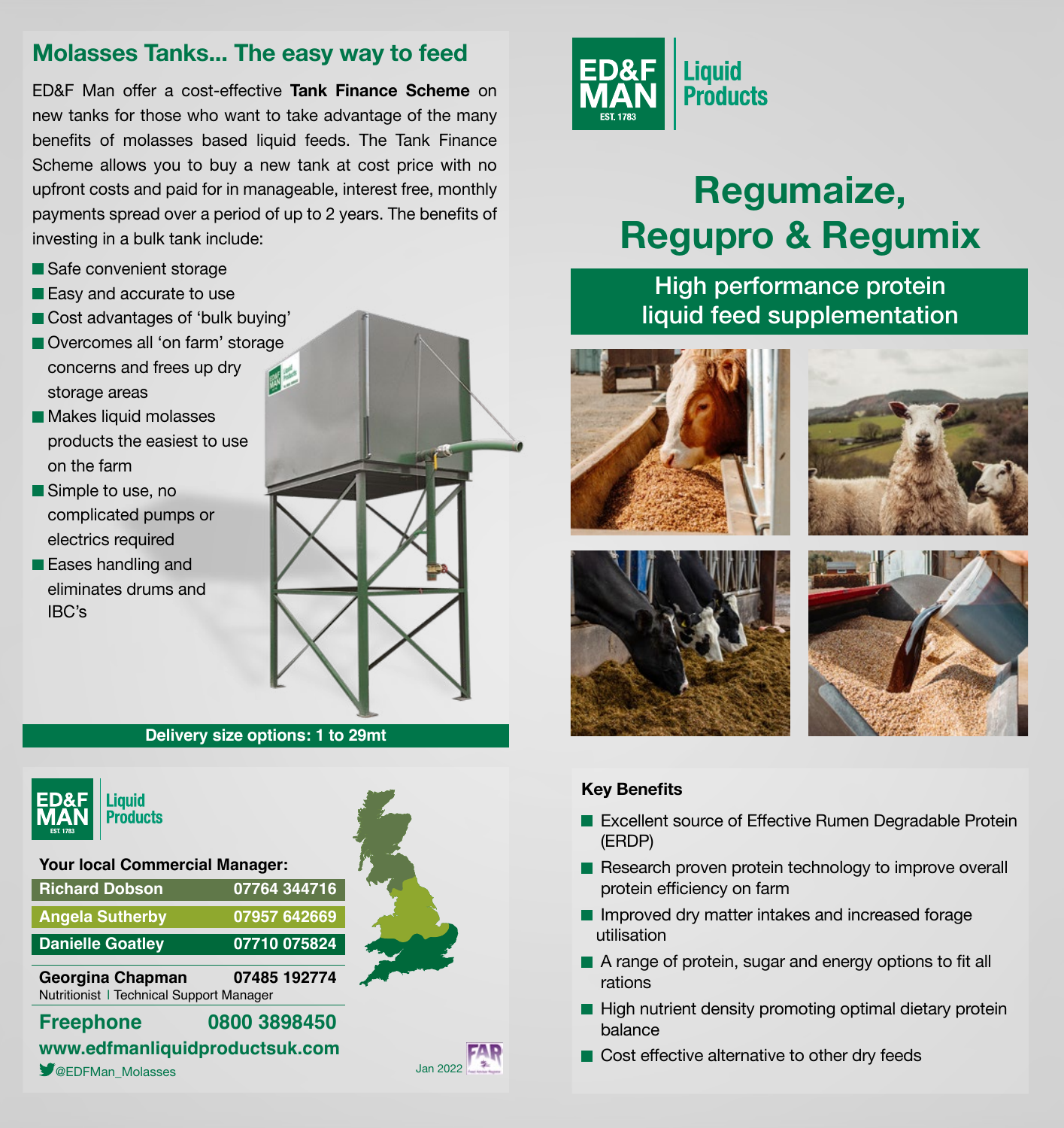## Molasses Tanks... The easy way to feed

ED&F Man offer a cost-effective **Tank Finance Scheme** on new tanks for those who want to take advantage of the many benefits of molasses based liquid feeds. The Tank Finance Scheme allows you to buy a new tank at cost price with no upfront costs and paid for in manageable, interest free, monthly payments spread over a period of up to 2 years. The benefits of investing in a bulk tank include:

- Safe convenient storage
- Easy and accurate to use
- Cost advantages of 'bulk buying'
- Overcomes all 'on farm' storage concerns and frees up dry storage areas
- Makes liquid molasses products the easiest to use on the farm
- Simple to use, no complicated pumps or electrics required
- Eases handling and eliminates drums and IBC's

**Delivery size options: 1 to 29mt**

ED&F MAN EST. 1783 Liquid Products

**Your local Commercial Manager:**

| Name | Phone |
| --- | --- |
| Richard Dobson | 07764 344716 |
| Angela Sutherby | 07957 642669 |
| Danielle Goatley | 07710 075824 |

**Georgina Chapman** **07485 192774**
Nutritionist | Technical Support Manager

**Freephone 0800 3898450**

**www.edfmanliquidproductsuk.com**

@EDFMan_Molasses

Jan 2022

ED&F MAN EST. 1783 Liquid Products

# Regumaize, Regupro & Regumix

## High performance protein liquid feed supplementation

**Key Benefits**

- Excellent source of Effective Rumen Degradable Protein (ERDP)
- Research proven protein technology to improve overall protein efficiency on farm
- Improved dry matter intakes and increased forage utilisation
- A range of protein, sugar and energy options to fit all rations
- High nutrient density promoting optimal dietary protein balance
- Cost effective alternative to other dry feeds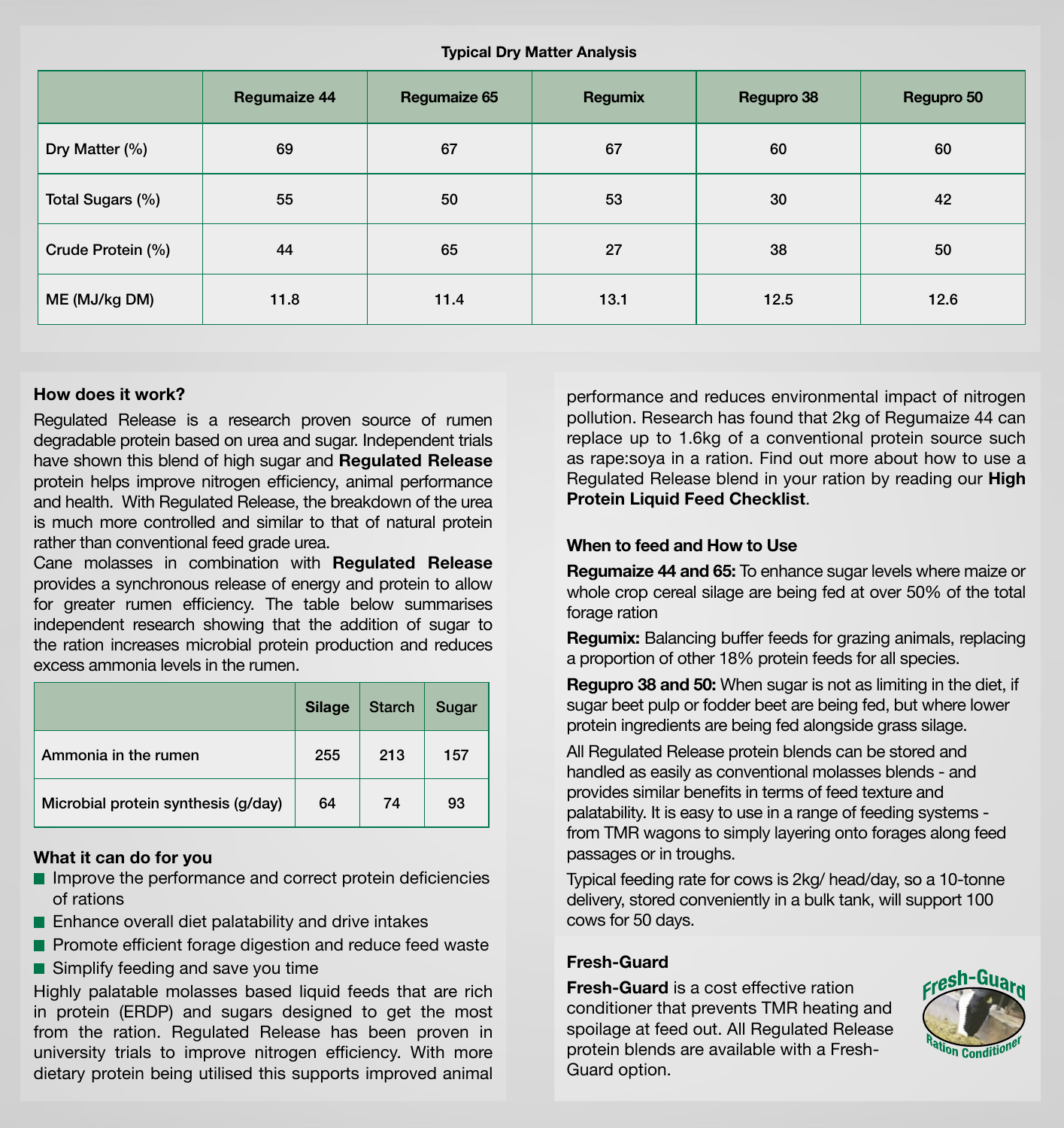**Typical Dry Matter Analysis**

| | Regumaize 44 | Regumaize 65 | Regumix | Regupro 38 | Regupro 50 |
|---|---|---|---|---|---|
| Dry Matter (%) | 69 | 67 | 67 | 60 | 60 |
| Total Sugars (%) | 55 | 50 | 53 | 30 | 42 |
| Crude Protein (%) | 44 | 65 | 27 | 38 | 50 |
| ME (MJ/kg DM) | 11.8 | 11.4 | 13.1 | 12.5 | 12.6 |

### How does it work?

Regulated Release is a research proven source of rumen degradable protein based on urea and sugar. Independent trials have shown this blend of high sugar and **Regulated Release** protein helps improve nitrogen efficiency, animal performance and health. With Regulated Release, the breakdown of the urea is much more controlled and similar to that of natural protein rather than conventional feed grade urea.

Cane molasses in combination with **Regulated Release** provides a synchronous release of energy and protein to allow for greater rumen efficiency. The table below summarises independent research showing that the addition of sugar to the ration increases microbial protein production and reduces excess ammonia levels in the rumen.

| | Silage | Starch | Sugar |
|---|---|---|---|
| Ammonia in the rumen | 255 | 213 | 157 |
| Microbial protein synthesis (g/day) | 64 | 74 | 93 |

### What it can do for you

- Improve the performance and correct protein deficiencies of rations
- Enhance overall diet palatability and drive intakes
- Promote efficient forage digestion and reduce feed waste
- Simplify feeding and save you time

Highly palatable molasses based liquid feeds that are rich in protein (ERDP) and sugars designed to get the most from the ration. Regulated Release has been proven in university trials to improve nitrogen efficiency. With more dietary protein being utilised this supports improved animal performance and reduces environmental impact of nitrogen pollution. Research has found that 2kg of Regumaize 44 can replace up to 1.6kg of a conventional protein source such as rape:soya in a ration. Find out more about how to use a Regulated Release blend in your ration by reading our **High Protein Liquid Feed Checklist**.

### When to feed and How to Use

**Regumaize 44 and 65:** To enhance sugar levels where maize or whole crop cereal silage are being fed at over 50% of the total forage ration

**Regumix:** Balancing buffer feeds for grazing animals, replacing a proportion of other 18% protein feeds for all species.

**Regupro 38 and 50:** When sugar is not as limiting in the diet, if sugar beet pulp or fodder beet are being fed, but where lower protein ingredients are being fed alongside grass silage.

All Regulated Release protein blends can be stored and handled as easily as conventional molasses blends - and provides similar benefits in terms of feed texture and palatability. It is easy to use in a range of feeding systems - from TMR wagons to simply layering onto forages along feed passages or in troughs.

Typical feeding rate for cows is 2kg/ head/day, so a 10-tonne delivery, stored conveniently in a bulk tank, will support 100 cows for 50 days.

### Fresh-Guard

**Fresh-Guard** is a cost effective ration conditioner that prevents TMR heating and spoilage at feed out. All Regulated Release protein blends are available with a Fresh-Guard option.